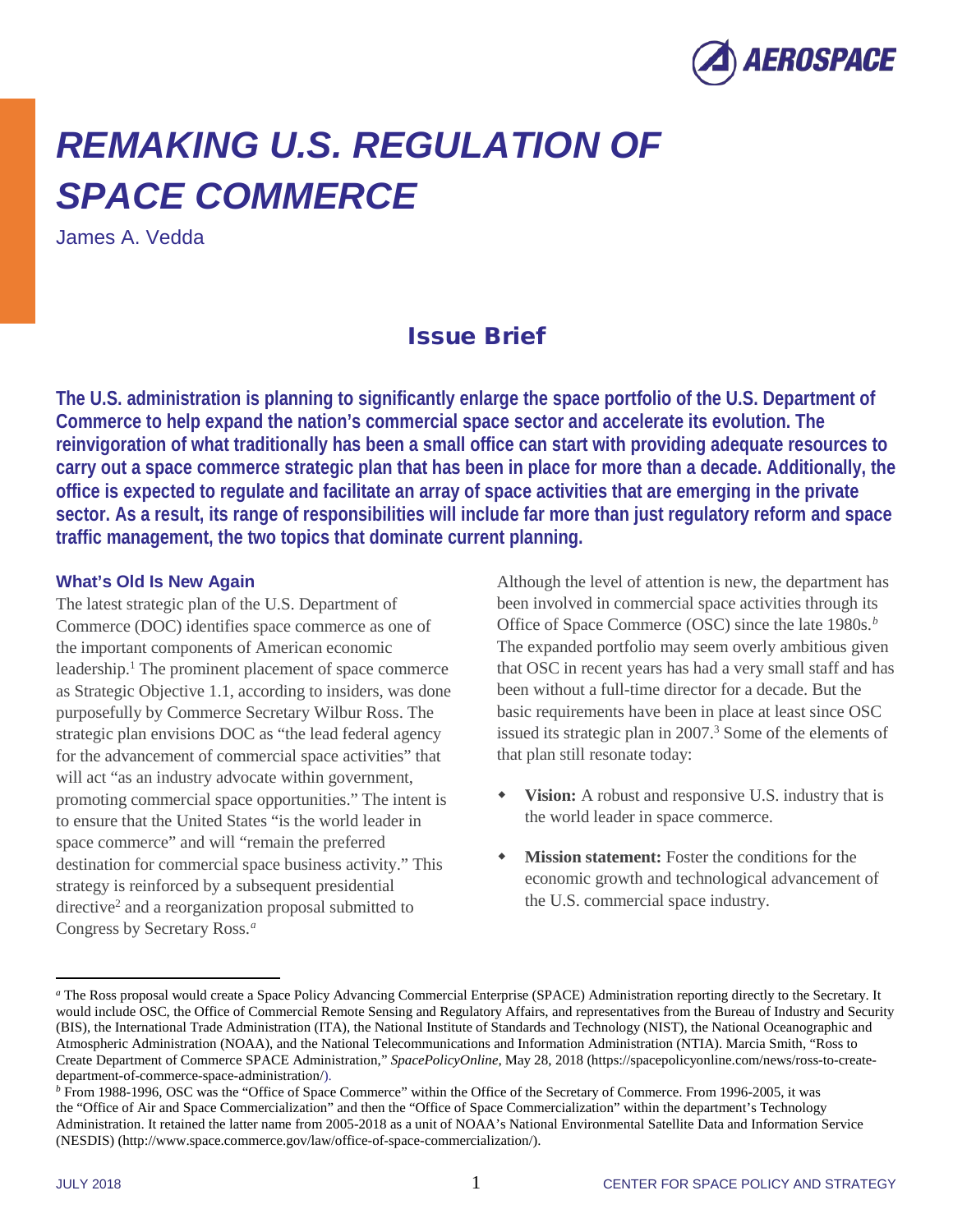# REMAKING U.S. REGULATION OF SPACE COMMERCE

James A. Vedda

## Issue Brief

**The U.S. administration is planning to significantly enlarge the space portfolio of the U.S. Department of Commerce to help expand the nation's commercial space sector and accelerate its evolution. The reinvigoration of what traditionally has been a small office can start with providing adequate resources to carry out a space commerce strategic plan that has been in place for more than a decade. Additionally, the office is expected to regulate and facilitate an array of space activities that are emerging in the private sector. As a result, its range of responsibilities will include far more than just regulatory reform and space traffic management, the two topics that dominate current planning.**

### What's Old Is New Again

The latest strategic plan of the U.S. Department of Commerce (DOC) identifies space commerce as one of the important components of American economic leadership.[1] The prominent placement of space commerce as Strategic Objective 1.1, according to insiders, was done purposefully by Commerce Secretary Wilbur Ross. The strategic plan envisions DOC as "the lead federal agency for the advancement of commercial space activities" that will act "as an industry advocate within government, promoting commercial space opportunities." The intent is to ensure that the United States "is the world leader in space commerce" and will "remain the preferred destination for commercial space business activity." This strategy is reinforced by a subsequent presidential directive[2] and a reorganization proposal submitted to Congress by Secretary Ross.[a]

Although the level of attention is new, the department has been involved in commercial space activities through its Office of Space Commerce (OSC) since the late 1980s.[b] The expanded portfolio may seem overly ambitious given that OSC in recent years has had a very small staff and has been without a full-time director for a decade. But the basic requirements have been in place at least since OSC issued its strategic plan in 2007.[3] Some of the elements of that plan still resonate today:

- **Vision:** A robust and responsive U.S. industry that is the world leader in space commerce.
- **Mission statement:** Foster the conditions for the economic growth and technological advancement of the U.S. commercial space industry.

---

[a] The Ross proposal would create a Space Policy Advancing Commercial Enterprise (SPACE) Administration reporting directly to the Secretary. It would include OSC, the Office of Commercial Remote Sensing and Regulatory Affairs, and representatives from the Bureau of Industry and Security (BIS), the International Trade Administration (ITA), the National Institute of Standards and Technology (NIST), the National Oceanographic and Atmospheric Administration (NOAA), and the National Telecommunications and Information Administration (NTIA). Marcia Smith, "Ross to Create Department of Commerce SPACE Administration," *SpacePolicyOnline*, May 28, 2018 (https://spacepolicyonline.com/news/ross-to-create-department-of-commerce-space-administration/).

[b] From 1988-1996, OSC was the "Office of Space Commerce" within the Office of the Secretary of Commerce. From 1996-2005, it was the "Office of Air and Space Commercialization" and then the "Office of Space Commercialization" within the department's Technology Administration. It retained the latter name from 2005-2018 as a unit of NOAA's National Environmental Satellite Data and Information Service (NESDIS) (http://www.space.commerce.gov/law/office-of-space-commercialization/).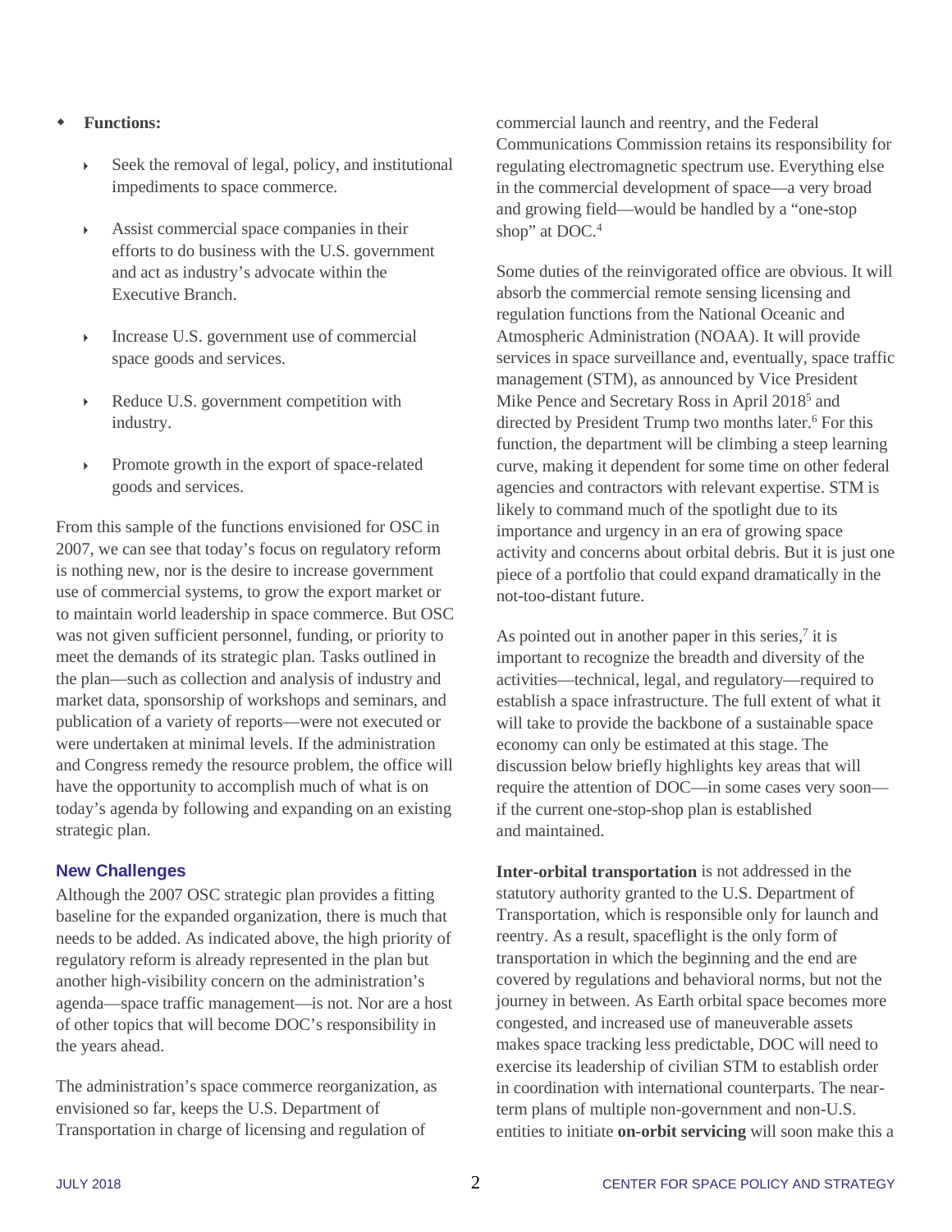- **Functions:**
  - Seek the removal of legal, policy, and institutional impediments to space commerce.
  - Assist commercial space companies in their efforts to do business with the U.S. government and act as industry's advocate within the Executive Branch.
  - Increase U.S. government use of commercial space goods and services.
  - Reduce U.S. government competition with industry.
  - Promote growth in the export of space-related goods and services.

From this sample of the functions envisioned for OSC in 2007, we can see that today's focus on regulatory reform is nothing new, nor is the desire to increase government use of commercial systems, to grow the export market or to maintain world leadership in space commerce. But OSC was not given sufficient personnel, funding, or priority to meet the demands of its strategic plan. Tasks outlined in the plan—such as collection and analysis of industry and market data, sponsorship of workshops and seminars, and publication of a variety of reports—were not executed or were undertaken at minimal levels. If the administration and Congress remedy the resource problem, the office will have the opportunity to accomplish much of what is on today's agenda by following and expanding on an existing strategic plan.

### New Challenges

Although the 2007 OSC strategic plan provides a fitting baseline for the expanded organization, there is much that needs to be added. As indicated above, the high priority of regulatory reform is already represented in the plan but another high-visibility concern on the administration's agenda—space traffic management—is not. Nor are a host of other topics that will become DOC's responsibility in the years ahead.

The administration's space commerce reorganization, as envisioned so far, keeps the U.S. Department of Transportation in charge of licensing and regulation of commercial launch and reentry, and the Federal Communications Commission retains its responsibility for regulating electromagnetic spectrum use. Everything else in the commercial development of space—a very broad and growing field—would be handled by a "one-stop shop" at DOC.[4]

Some duties of the reinvigorated office are obvious. It will absorb the commercial remote sensing licensing and regulation functions from the National Oceanic and Atmospheric Administration (NOAA). It will provide services in space surveillance and, eventually, space traffic management (STM), as announced by Vice President Mike Pence and Secretary Ross in April 2018[5] and directed by President Trump two months later.[6] For this function, the department will be climbing a steep learning curve, making it dependent for some time on other federal agencies and contractors with relevant expertise. STM is likely to command much of the spotlight due to its importance and urgency in an era of growing space activity and concerns about orbital debris. But it is just one piece of a portfolio that could expand dramatically in the not-too-distant future.

As pointed out in another paper in this series,[7] it is important to recognize the breadth and diversity of the activities—technical, legal, and regulatory—required to establish a space infrastructure. The full extent of what it will take to provide the backbone of a sustainable space economy can only be estimated at this stage. The discussion below briefly highlights key areas that will require the attention of DOC—in some cases very soon—if the current one-stop-shop plan is established and maintained.

**Inter-orbital transportation** is not addressed in the statutory authority granted to the U.S. Department of Transportation, which is responsible only for launch and reentry. As a result, spaceflight is the only form of transportation in which the beginning and the end are covered by regulations and behavioral norms, but not the journey in between. As Earth orbital space becomes more congested, and increased use of maneuverable assets makes space tracking less predictable, DOC will need to exercise its leadership of civilian STM to establish order in coordination with international counterparts. The near-term plans of multiple non-government and non-U.S. entities to initiate **on-orbit servicing** will soon make this a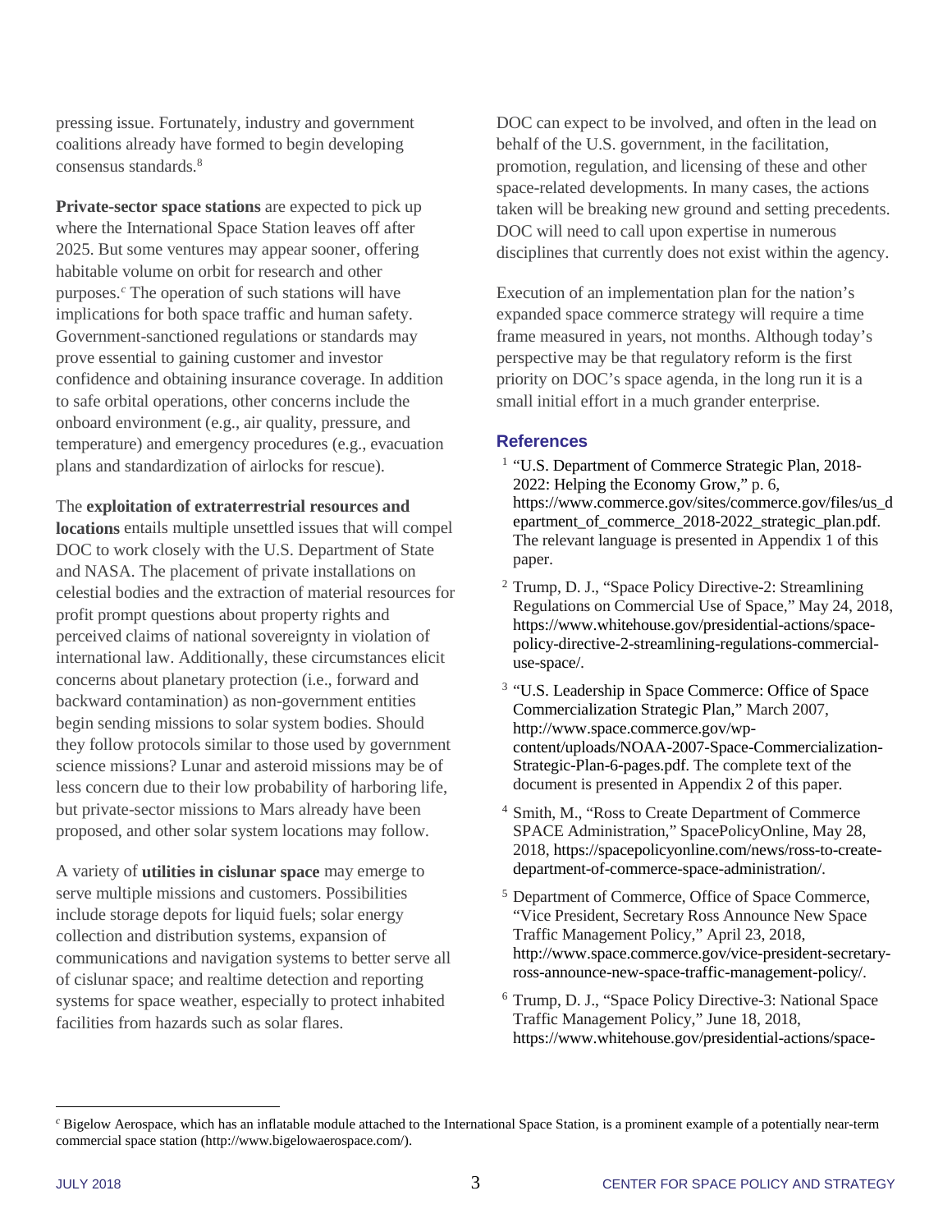pressing issue. Fortunately, industry and government coalitions already have formed to begin developing consensus standards.[8]

**Private-sector space stations** are expected to pick up where the International Space Station leaves off after 2025. But some ventures may appear sooner, offering habitable volume on orbit for research and other purposes.[c] The operation of such stations will have implications for both space traffic and human safety. Government-sanctioned regulations or standards may prove essential to gaining customer and investor confidence and obtaining insurance coverage. In addition to safe orbital operations, other concerns include the onboard environment (e.g., air quality, pressure, and temperature) and emergency procedures (e.g., evacuation plans and standardization of airlocks for rescue).

The **exploitation of extraterrestrial resources and locations** entails multiple unsettled issues that will compel DOC to work closely with the U.S. Department of State and NASA. The placement of private installations on celestial bodies and the extraction of material resources for profit prompt questions about property rights and perceived claims of national sovereignty in violation of international law. Additionally, these circumstances elicit concerns about planetary protection (i.e., forward and backward contamination) as non-government entities begin sending missions to solar system bodies. Should they follow protocols similar to those used by government science missions? Lunar and asteroid missions may be of less concern due to their low probability of harboring life, but private-sector missions to Mars already have been proposed, and other solar system locations may follow.

A variety of **utilities in cislunar space** may emerge to serve multiple missions and customers. Possibilities include storage depots for liquid fuels; solar energy collection and distribution systems, expansion of communications and navigation systems to better serve all of cislunar space; and realtime detection and reporting systems for space weather, especially to protect inhabited facilities from hazards such as solar flares.

DOC can expect to be involved, and often in the lead on behalf of the U.S. government, in the facilitation, promotion, regulation, and licensing of these and other space-related developments. In many cases, the actions taken will be breaking new ground and setting precedents. DOC will need to call upon expertise in numerous disciplines that currently does not exist within the agency.

Execution of an implementation plan for the nation's expanded space commerce strategy will require a time frame measured in years, not months. Although today's perspective may be that regulatory reform is the first priority on DOC's space agenda, in the long run it is a small initial effort in a much grander enterprise.

## References

[1] "U.S. Department of Commerce Strategic Plan, 2018-2022: Helping the Economy Grow," p. 6, https://www.commerce.gov/sites/commerce.gov/files/us_department_of_commerce_2018-2022_strategic_plan.pdf. The relevant language is presented in Appendix 1 of this paper.

[2] Trump, D. J., "Space Policy Directive-2: Streamlining Regulations on Commercial Use of Space," May 24, 2018, https://www.whitehouse.gov/presidential-actions/space-policy-directive-2-streamlining-regulations-commercial-use-space/.

[3] "U.S. Leadership in Space Commerce: Office of Space Commercialization Strategic Plan," March 2007, http://www.space.commerce.gov/wp-content/uploads/NOAA-2007-Space-Commercialization-Strategic-Plan-6-pages.pdf. The complete text of the document is presented in Appendix 2 of this paper.

[4] Smith, M., "Ross to Create Department of Commerce SPACE Administration," SpacePolicyOnline, May 28, 2018, https://spacepolicyonline.com/news/ross-to-create-department-of-commerce-space-administration/.

[5] Department of Commerce, Office of Space Commerce, "Vice President, Secretary Ross Announce New Space Traffic Management Policy," April 23, 2018, http://www.space.commerce.gov/vice-president-secretary-ross-announce-new-space-traffic-management-policy/.

[6] Trump, D. J., "Space Policy Directive-3: National Space Traffic Management Policy," June 18, 2018, https://www.whitehouse.gov/presidential-actions/space-

[c] Bigelow Aerospace, which has an inflatable module attached to the International Space Station, is a prominent example of a potentially near-term commercial space station (http://www.bigelowaerospace.com/).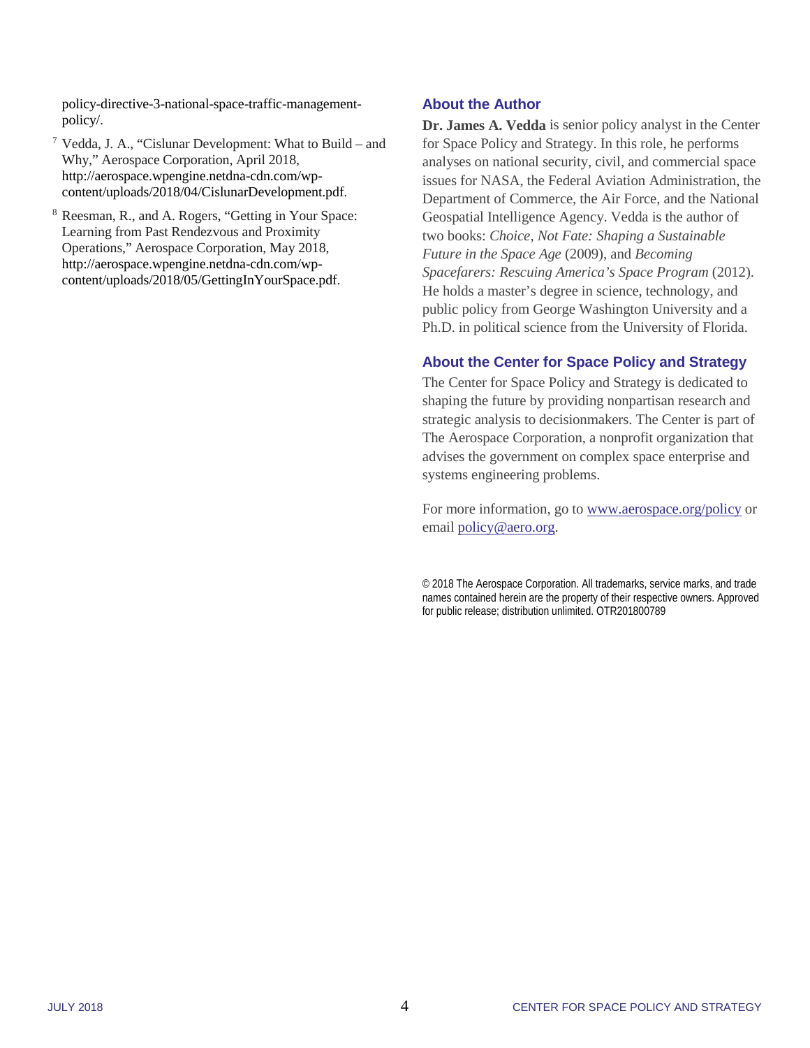policy-directive-3-national-space-traffic-management-policy/.

[7] Vedda, J. A., "Cislunar Development: What to Build – and Why," Aerospace Corporation, April 2018, http://aerospace.wpengine.netdna-cdn.com/wp-content/uploads/2018/04/CislunarDevelopment.pdf.

[8] Reesman, R., and A. Rogers, "Getting in Your Space: Learning from Past Rendezvous and Proximity Operations," Aerospace Corporation, May 2018, http://aerospace.wpengine.netdna-cdn.com/wp-content/uploads/2018/05/GettingInYourSpace.pdf.

## About the Author

**Dr. James A. Vedda** is senior policy analyst in the Center for Space Policy and Strategy. In this role, he performs analyses on national security, civil, and commercial space issues for NASA, the Federal Aviation Administration, the Department of Commerce, the Air Force, and the National Geospatial Intelligence Agency. Vedda is the author of two books: *Choice, Not Fate: Shaping a Sustainable Future in the Space Age* (2009), and *Becoming Spacefarers: Rescuing America's Space Program* (2012). He holds a master's degree in science, technology, and public policy from George Washington University and a Ph.D. in political science from the University of Florida.

## About the Center for Space Policy and Strategy

The Center for Space Policy and Strategy is dedicated to shaping the future by providing nonpartisan research and strategic analysis to decisionmakers. The Center is part of The Aerospace Corporation, a nonprofit organization that advises the government on complex space enterprise and systems engineering problems.

For more information, go to www.aerospace.org/policy or email policy@aero.org.

© 2018 The Aerospace Corporation. All trademarks, service marks, and trade names contained herein are the property of their respective owners. Approved for public release; distribution unlimited. OTR201800789